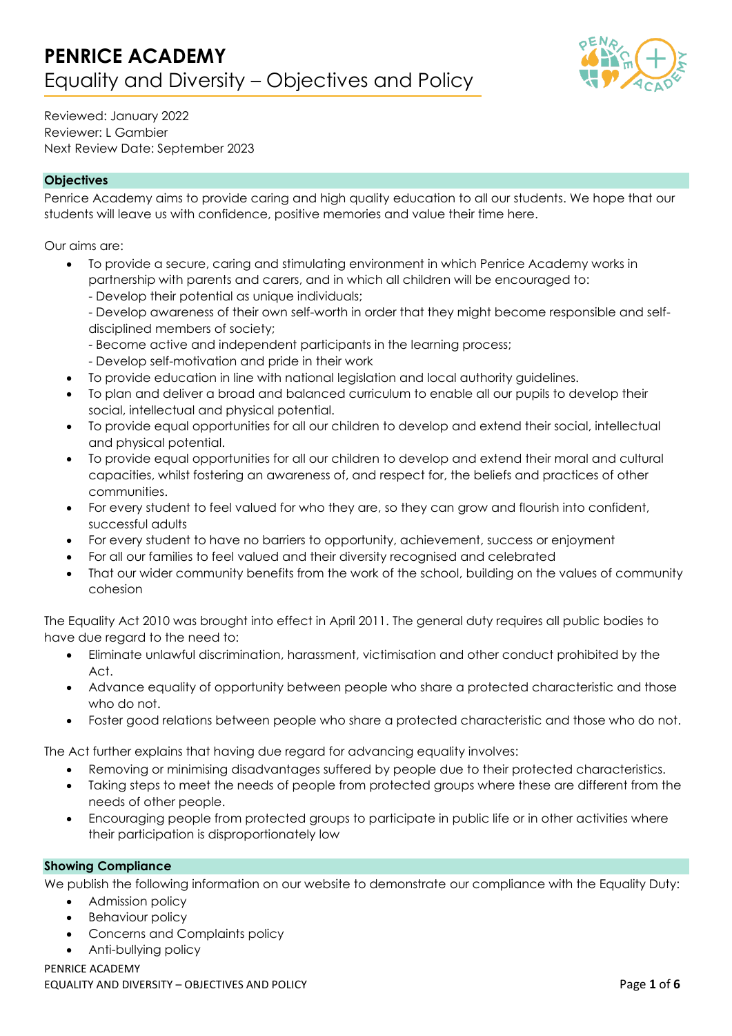# PENRICE ACADEMY

## Equality and Diversity – Objectives and Policy

Reviewed: January 2022
Reviewer: L Gambier
Next Review Date: September 2023

### Objectives

Penrice Academy aims to provide caring and high quality education to all our students. We hope that our students will leave us with confidence, positive memories and value their time here.

Our aims are:

- To provide a secure, caring and stimulating environment in which Penrice Academy works in partnership with parents and carers, and in which all children will be encouraged to:
  - Develop their potential as unique individuals;
  - Develop awareness of their own self-worth in order that they might become responsible and self-disciplined members of society;
  - Become active and independent participants in the learning process;
  - Develop self-motivation and pride in their work
- To provide education in line with national legislation and local authority guidelines.
- To plan and deliver a broad and balanced curriculum to enable all our pupils to develop their social, intellectual and physical potential.
- To provide equal opportunities for all our children to develop and extend their social, intellectual and physical potential.
- To provide equal opportunities for all our children to develop and extend their moral and cultural capacities, whilst fostering an awareness of, and respect for, the beliefs and practices of other communities.
- For every student to feel valued for who they are, so they can grow and flourish into confident, successful adults
- For every student to have no barriers to opportunity, achievement, success or enjoyment
- For all our families to feel valued and their diversity recognised and celebrated
- That our wider community benefits from the work of the school, building on the values of community cohesion

The Equality Act 2010 was brought into effect in April 2011. The general duty requires all public bodies to have due regard to the need to:

- Eliminate unlawful discrimination, harassment, victimisation and other conduct prohibited by the Act.
- Advance equality of opportunity between people who share a protected characteristic and those who do not.
- Foster good relations between people who share a protected characteristic and those who do not.

The Act further explains that having due regard for advancing equality involves:

- Removing or minimising disadvantages suffered by people due to their protected characteristics.
- Taking steps to meet the needs of people from protected groups where these are different from the needs of other people.
- Encouraging people from protected groups to participate in public life or in other activities where their participation is disproportionately low

### Showing Compliance

We publish the following information on our website to demonstrate our compliance with the Equality Duty:

- Admission policy
- Behaviour policy
- Concerns and Complaints policy
- Anti-bullying policy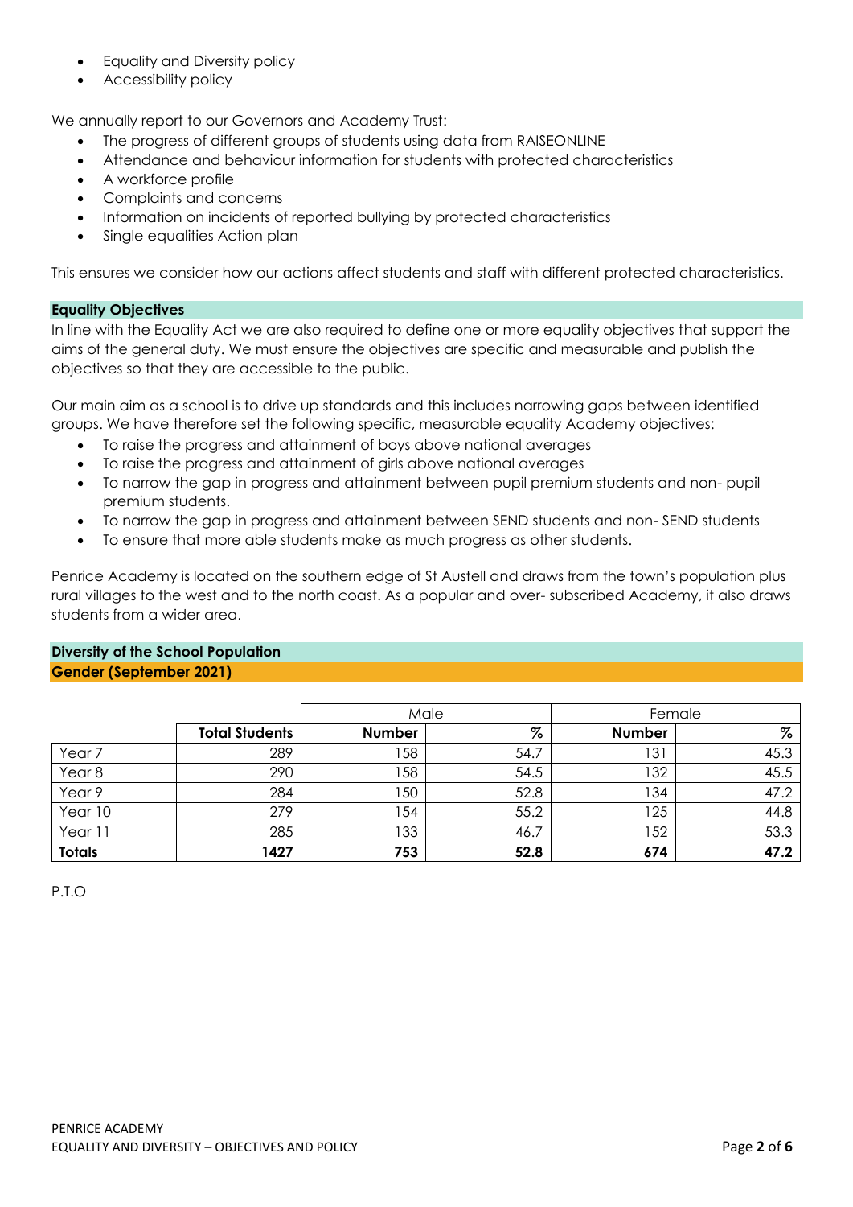- Equality and Diversity policy
- Accessibility policy

We annually report to our Governors and Academy Trust:

- The progress of different groups of students using data from RAISEONLINE
- Attendance and behaviour information for students with protected characteristics
- A workforce profile
- Complaints and concerns
- Information on incidents of reported bullying by protected characteristics
- Single equalities Action plan

This ensures we consider how our actions affect students and staff with different protected characteristics.

## Equality Objectives

In line with the Equality Act we are also required to define one or more equality objectives that support the aims of the general duty. We must ensure the objectives are specific and measurable and publish the objectives so that they are accessible to the public.

Our main aim as a school is to drive up standards and this includes narrowing gaps between identified groups. We have therefore set the following specific, measurable equality Academy objectives:

- To raise the progress and attainment of boys above national averages
- To raise the progress and attainment of girls above national averages
- To narrow the gap in progress and attainment between pupil premium students and non- pupil premium students.
- To narrow the gap in progress and attainment between SEND students and non- SEND students
- To ensure that more able students make as much progress as other students.

Penrice Academy is located on the southern edge of St Austell and draws from the town's population plus rural villages to the west and to the north coast. As a popular and over- subscribed Academy, it also draws students from a wider area.

## Diversity of the School Population

### Gender (September 2021)

| | | Male | | Female | |
|---|---|---|---|---|---|
| | **Total Students** | **Number** | **%** | **Number** | **%** |
| Year 7 | 289 | 158 | 54.7 | 131 | 45.3 |
| Year 8 | 290 | 158 | 54.5 | 132 | 45.5 |
| Year 9 | 284 | 150 | 52.8 | 134 | 47.2 |
| Year 10 | 279 | 154 | 55.2 | 125 | 44.8 |
| Year 11 | 285 | 133 | 46.7 | 152 | 53.3 |
| **Totals** | **1427** | **753** | **52.8** | **674** | **47.2** |

P.T.O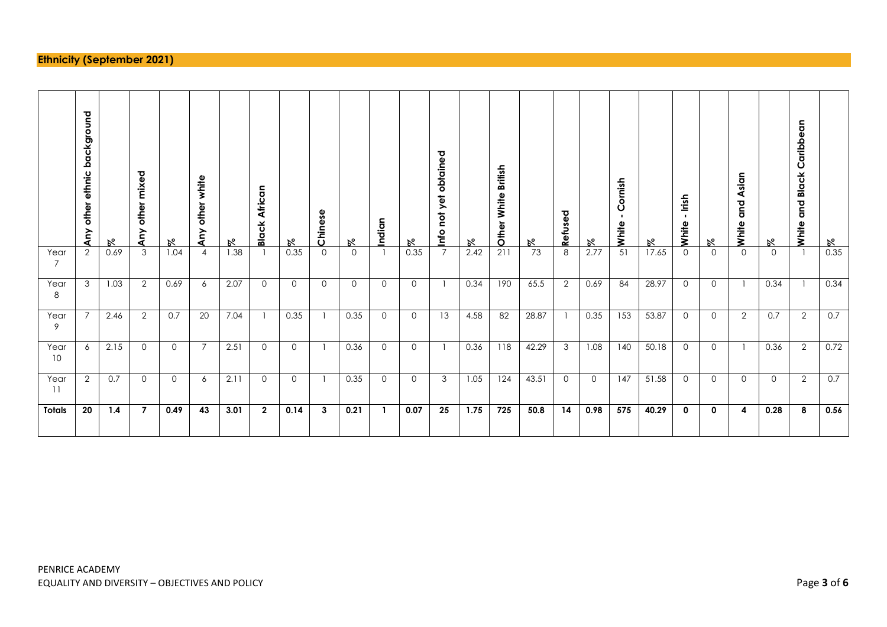## Ethnicity (September 2021)

| | Any other ethnic background | % | Any other mixed | % | Any other white | % | Black African | % | Chinese | % | Indian | % | Info not yet obtained | % | Other White British | % | Refused | % | White - Cornish | % | White - Irish | % | White and Asian | % | White and Black Caribbean | % |
|---|---|---|---|---|---|---|---|---|---|---|---|---|---|---|---|---|---|---|---|---|---|---|---|---|---|---|
| Year 7 | 2 | 0.69 | 3 | 1.04 | 4 | 1.38 | 1 | 0.35 | 0 | 0 | 1 | 0.35 | 7 | 2.42 | 211 | 73 | 8 | 2.77 | 51 | 17.65 | 0 | 0 | 0 | 0 | 1 | 0.35 |
| Year 8 | 3 | 1.03 | 2 | 0.69 | 6 | 2.07 | 0 | 0 | 0 | 0 | 0 | 0 | 1 | 0.34 | 190 | 65.5 | 2 | 0.69 | 84 | 28.97 | 0 | 0 | 1 | 0.34 | 1 | 0.34 |
| Year 9 | 7 | 2.46 | 2 | 0.7 | 20 | 7.04 | 1 | 0.35 | 1 | 0.35 | 0 | 0 | 13 | 4.58 | 82 | 28.87 | 1 | 0.35 | 153 | 53.87 | 0 | 0 | 2 | 0.7 | 2 | 0.7 |
| Year 10 | 6 | 2.15 | 0 | 0 | 7 | 2.51 | 0 | 0 | 1 | 0.36 | 0 | 0 | 1 | 0.36 | 118 | 42.29 | 3 | 1.08 | 140 | 50.18 | 0 | 0 | 1 | 0.36 | 2 | 0.72 |
| Year 11 | 2 | 0.7 | 0 | 0 | 6 | 2.11 | 0 | 0 | 1 | 0.35 | 0 | 0 | 3 | 1.05 | 124 | 43.51 | 0 | 0 | 147 | 51.58 | 0 | 0 | 0 | 0 | 2 | 0.7 |
| **Totals** | **20** | **1.4** | **7** | **0.49** | **43** | **3.01** | **2** | **0.14** | **3** | **0.21** | **1** | **0.07** | **25** | **1.75** | **725** | **50.8** | **14** | **0.98** | **575** | **40.29** | **0** | **0** | **4** | **0.28** | **8** | **0.56** |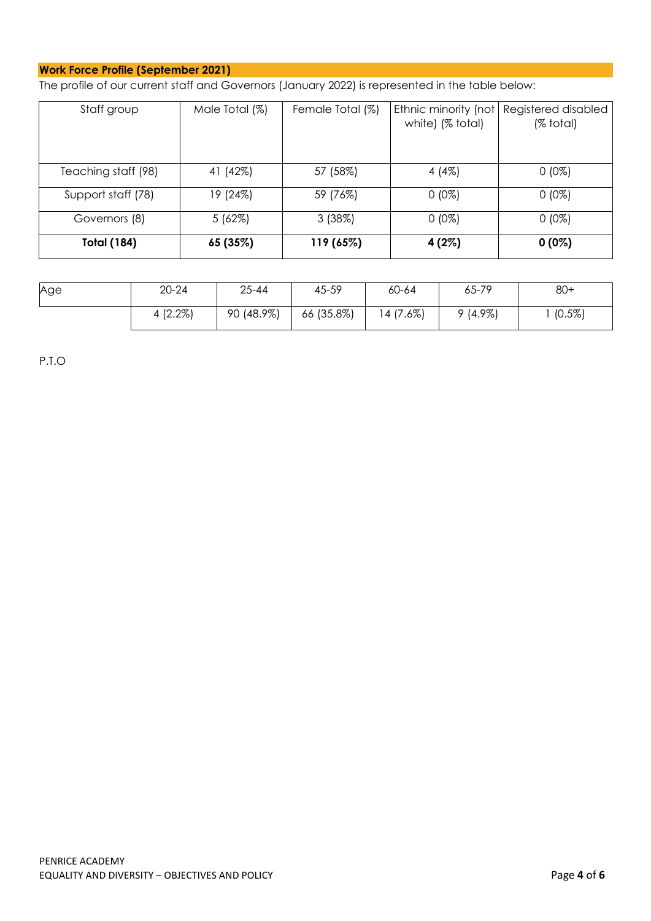**Work Force Profile (September 2021)**

The profile of our current staff and Governors (January 2022) is represented in the table below:

| Staff group | Male Total (%) | Female Total (%) | Ethnic minority (not white) (% total) | Registered disabled (% total) |
|---|---|---|---|---|
| Teaching staff (98) | 41 (42%) | 57 (58%) | 4 (4%) | 0 (0%) |
| Support staff (78) | 19 (24%) | 59 (76%) | 0 (0%) | 0 (0%) |
| Governors (8) | 5 (62%) | 3 (38%) | 0 (0%) | 0 (0%) |
| **Total (184)** | **65 (35%)** | **119 (65%)** | **4 (2%)** | **0 (0%)** |

| Age | 20-24 | 25-44 | 45-59 | 60-64 | 65-79 | 80+ |
|---|---|---|---|---|---|---|
| | 4 (2.2%) | 90 (48.9%) | 66 (35.8%) | 14 (7.6%) | 9 (4.9%) | 1 (0.5%) |

P.T.O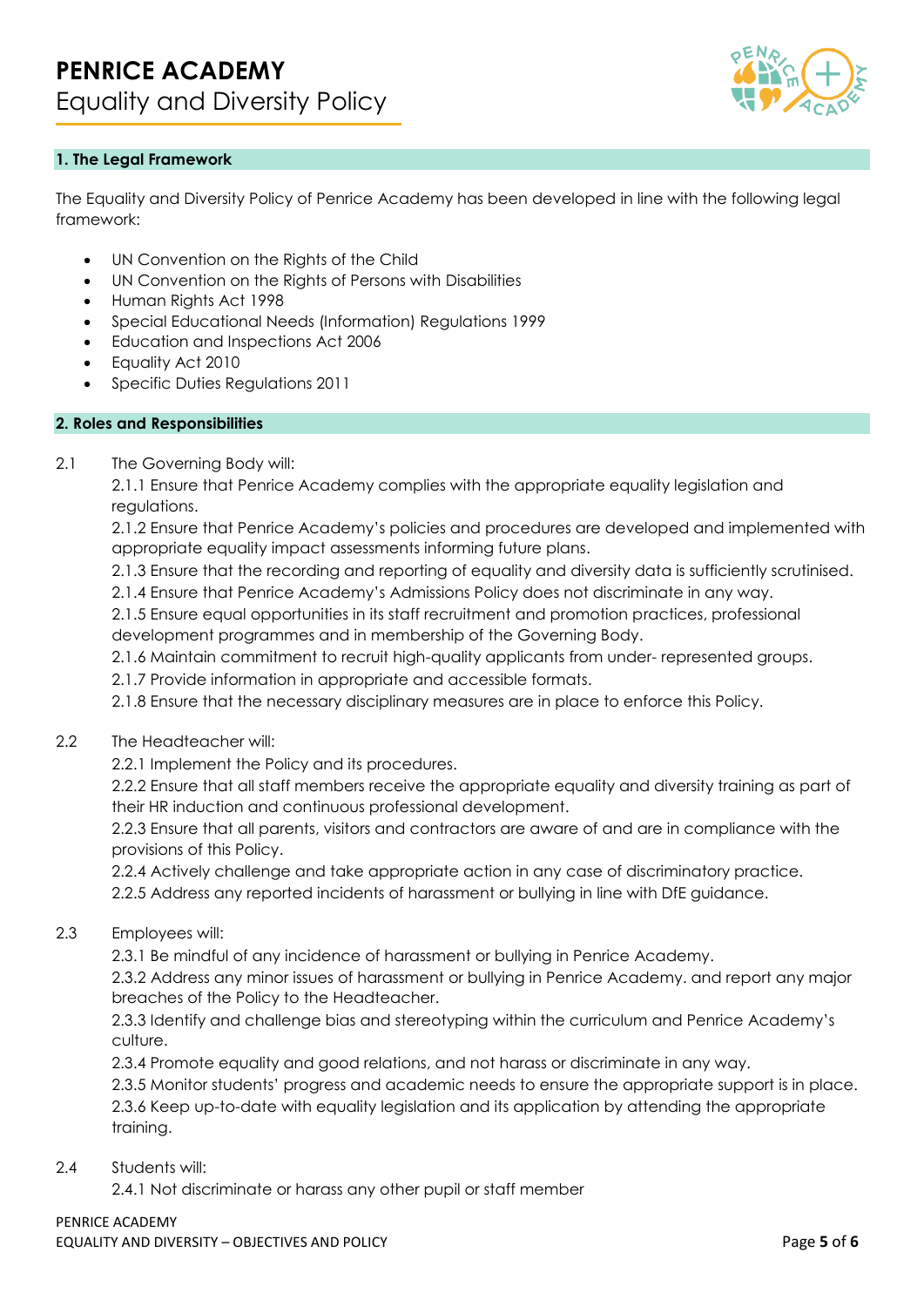# PENRICE ACADEMY
Equality and Diversity Policy

## 1. The Legal Framework

The Equality and Diversity Policy of Penrice Academy has been developed in line with the following legal framework:

- UN Convention on the Rights of the Child
- UN Convention on the Rights of Persons with Disabilities
- Human Rights Act 1998
- Special Educational Needs (Information) Regulations 1999
- Education and Inspections Act 2006
- Equality Act 2010
- Specific Duties Regulations 2011

## 2. Roles and Responsibilities

2.1 The Governing Body will:

2.1.1 Ensure that Penrice Academy complies with the appropriate equality legislation and regulations.

2.1.2 Ensure that Penrice Academy's policies and procedures are developed and implemented with appropriate equality impact assessments informing future plans.

2.1.3 Ensure that the recording and reporting of equality and diversity data is sufficiently scrutinised.

2.1.4 Ensure that Penrice Academy's Admissions Policy does not discriminate in any way.

2.1.5 Ensure equal opportunities in its staff recruitment and promotion practices, professional development programmes and in membership of the Governing Body.

2.1.6 Maintain commitment to recruit high-quality applicants from under- represented groups.

2.1.7 Provide information in appropriate and accessible formats.

2.1.8 Ensure that the necessary disciplinary measures are in place to enforce this Policy.

2.2 The Headteacher will:

2.2.1 Implement the Policy and its procedures.

2.2.2 Ensure that all staff members receive the appropriate equality and diversity training as part of their HR induction and continuous professional development.

2.2.3 Ensure that all parents, visitors and contractors are aware of and are in compliance with the provisions of this Policy.

2.2.4 Actively challenge and take appropriate action in any case of discriminatory practice.

2.2.5 Address any reported incidents of harassment or bullying in line with DfE guidance.

2.3 Employees will:

2.3.1 Be mindful of any incidence of harassment or bullying in Penrice Academy.

2.3.2 Address any minor issues of harassment or bullying in Penrice Academy. and report any major breaches of the Policy to the Headteacher.

2.3.3 Identify and challenge bias and stereotyping within the curriculum and Penrice Academy's culture.

2.3.4 Promote equality and good relations, and not harass or discriminate in any way.

2.3.5 Monitor students' progress and academic needs to ensure the appropriate support is in place.

2.3.6 Keep up-to-date with equality legislation and its application by attending the appropriate training.

2.4 Students will:

2.4.1 Not discriminate or harass any other pupil or staff member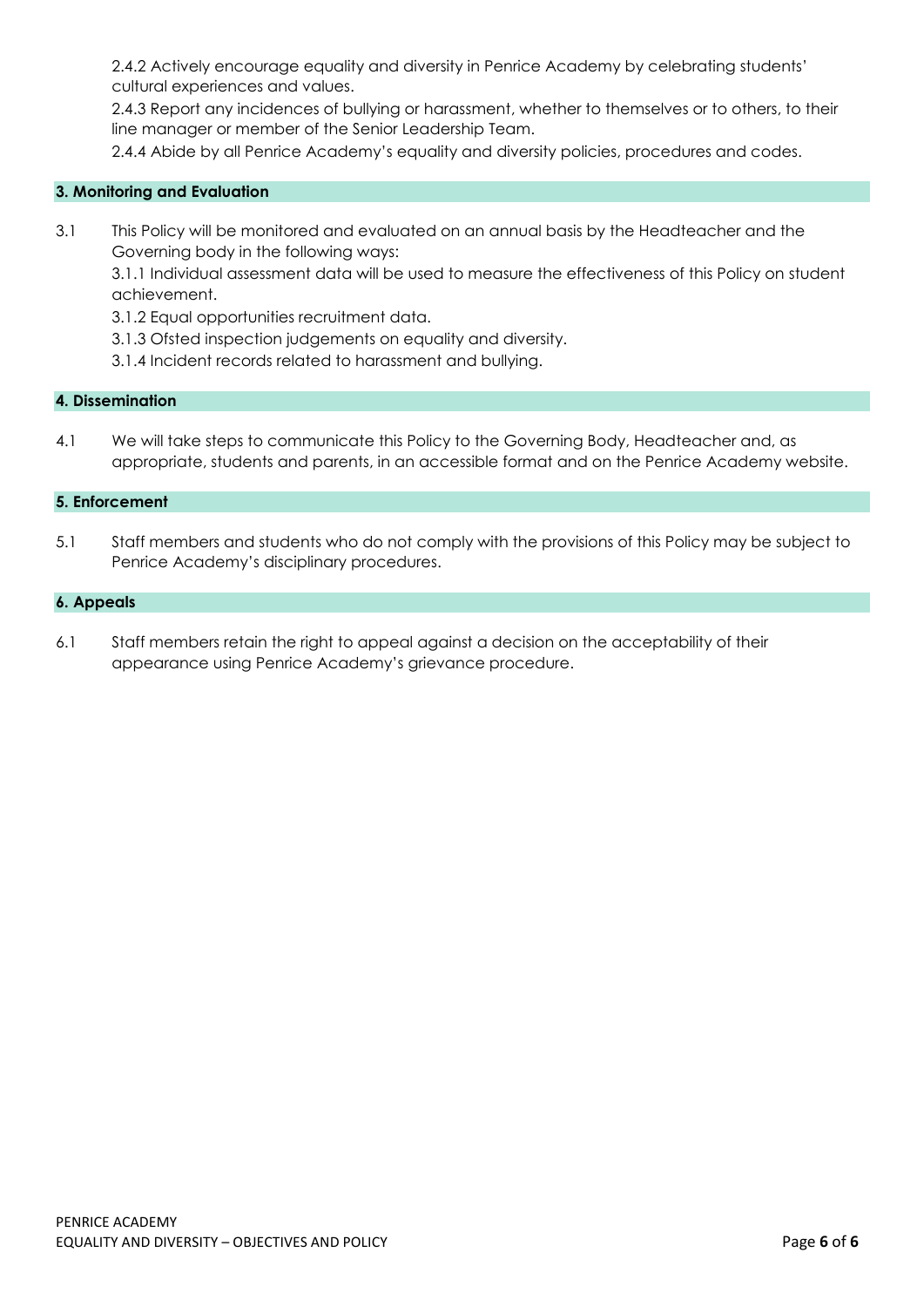2.4.2 Actively encourage equality and diversity in Penrice Academy by celebrating students' cultural experiences and values.

2.4.3 Report any incidences of bullying or harassment, whether to themselves or to others, to their line manager or member of the Senior Leadership Team.

2.4.4 Abide by all Penrice Academy's equality and diversity policies, procedures and codes.

## 3. Monitoring and Evaluation

3.1 This Policy will be monitored and evaluated on an annual basis by the Headteacher and the Governing body in the following ways:

3.1.1 Individual assessment data will be used to measure the effectiveness of this Policy on student achievement.

3.1.2 Equal opportunities recruitment data.

3.1.3 Ofsted inspection judgements on equality and diversity.

3.1.4 Incident records related to harassment and bullying.

## 4. Dissemination

4.1 We will take steps to communicate this Policy to the Governing Body, Headteacher and, as appropriate, students and parents, in an accessible format and on the Penrice Academy website.

## 5. Enforcement

5.1 Staff members and students who do not comply with the provisions of this Policy may be subject to Penrice Academy's disciplinary procedures.

## 6. Appeals

6.1 Staff members retain the right to appeal against a decision on the acceptability of their appearance using Penrice Academy's grievance procedure.